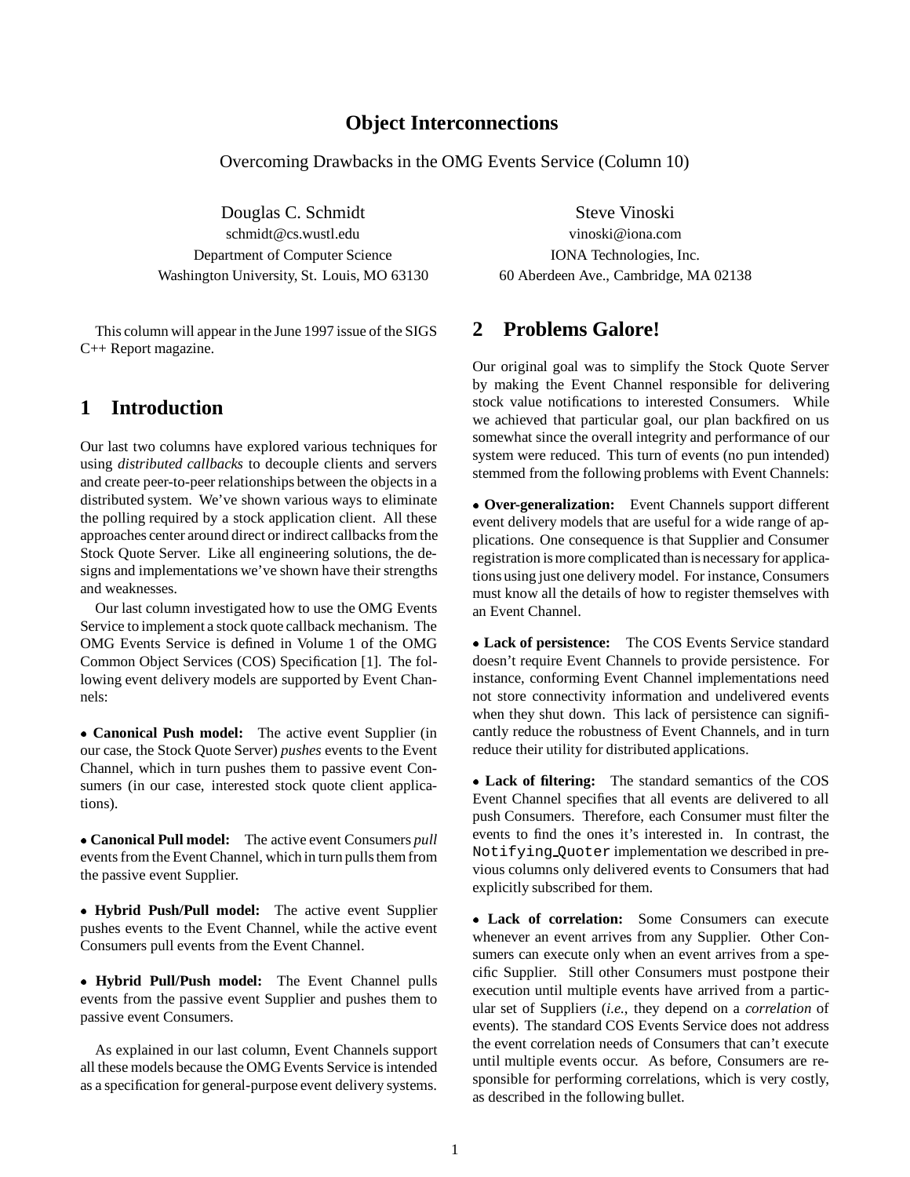# Object Interconnections

Overcoming Drawbacks in the OMG Events Service (Column 10)

Douglas C. Schmidt
schmidt@cs.wustl.edu
Department of Computer Science
Washington University, St. Louis, MO 63130

Steve Vinoski
vinoski@iona.com
IONA Technologies, Inc.
60 Aberdeen Ave., Cambridge, MA 02138

This column will appear in the June 1997 issue of the SIGS C++ Report magazine.

## 1 Introduction

Our last two columns have explored various techniques for using *distributed callbacks* to decouple clients and servers and create peer-to-peer relationships between the objects in a distributed system. We've shown various ways to eliminate the polling required by a stock application client. All these approaches center around direct or indirect callbacks from the Stock Quote Server. Like all engineering solutions, the designs and implementations we've shown have their strengths and weaknesses.

Our last column investigated how to use the OMG Events Service to implement a stock quote callback mechanism. The OMG Events Service is defined in Volume 1 of the OMG Common Object Services (COS) Specification [1]. The following event delivery models are supported by Event Channels:

- **Canonical Push model:** The active event Supplier (in our case, the Stock Quote Server) *pushes* events to the Event Channel, which in turn pushes them to passive event Consumers (in our case, interested stock quote client applications).

- **Canonical Pull model:** The active event Consumers *pull* events from the Event Channel, which in turn pulls them from the passive event Supplier.

- **Hybrid Push/Pull model:** The active event Supplier pushes events to the Event Channel, while the active event Consumers pull events from the Event Channel.

- **Hybrid Pull/Push model:** The Event Channel pulls events from the passive event Supplier and pushes them to passive event Consumers.

As explained in our last column, Event Channels support all these models because the OMG Events Service is intended as a specification for general-purpose event delivery systems.

## 2 Problems Galore!

Our original goal was to simplify the Stock Quote Server by making the Event Channel responsible for delivering stock value notifications to interested Consumers. While we achieved that particular goal, our plan backfired on us somewhat since the overall integrity and performance of our system were reduced. This turn of events (no pun intended) stemmed from the following problems with Event Channels:

- **Over-generalization:** Event Channels support different event delivery models that are useful for a wide range of applications. One consequence is that Supplier and Consumer registration is more complicated than is necessary for applications using just one delivery model. For instance, Consumers must know all the details of how to register themselves with an Event Channel.

- **Lack of persistence:** The COS Events Service standard doesn't require Event Channels to provide persistence. For instance, conforming Event Channel implementations need not store connectivity information and undelivered events when they shut down. This lack of persistence can significantly reduce the robustness of Event Channels, and in turn reduce their utility for distributed applications.

- **Lack of filtering:** The standard semantics of the COS Event Channel specifies that all events are delivered to all push Consumers. Therefore, each Consumer must filter the events to find the ones it's interested in. In contrast, the `Notifying_Quoter` implementation we described in previous columns only delivered events to Consumers that had explicitly subscribed for them.

- **Lack of correlation:** Some Consumers can execute whenever an event arrives from any Supplier. Other Consumers can execute only when an event arrives from a specific Supplier. Still other Consumers must postpone their execution until multiple events have arrived from a particular set of Suppliers (*i.e.,* they depend on a *correlation* of events). The standard COS Events Service does not address the event correlation needs of Consumers that can't execute until multiple events occur. As before, Consumers are responsible for performing correlations, which is very costly, as described in the following bullet.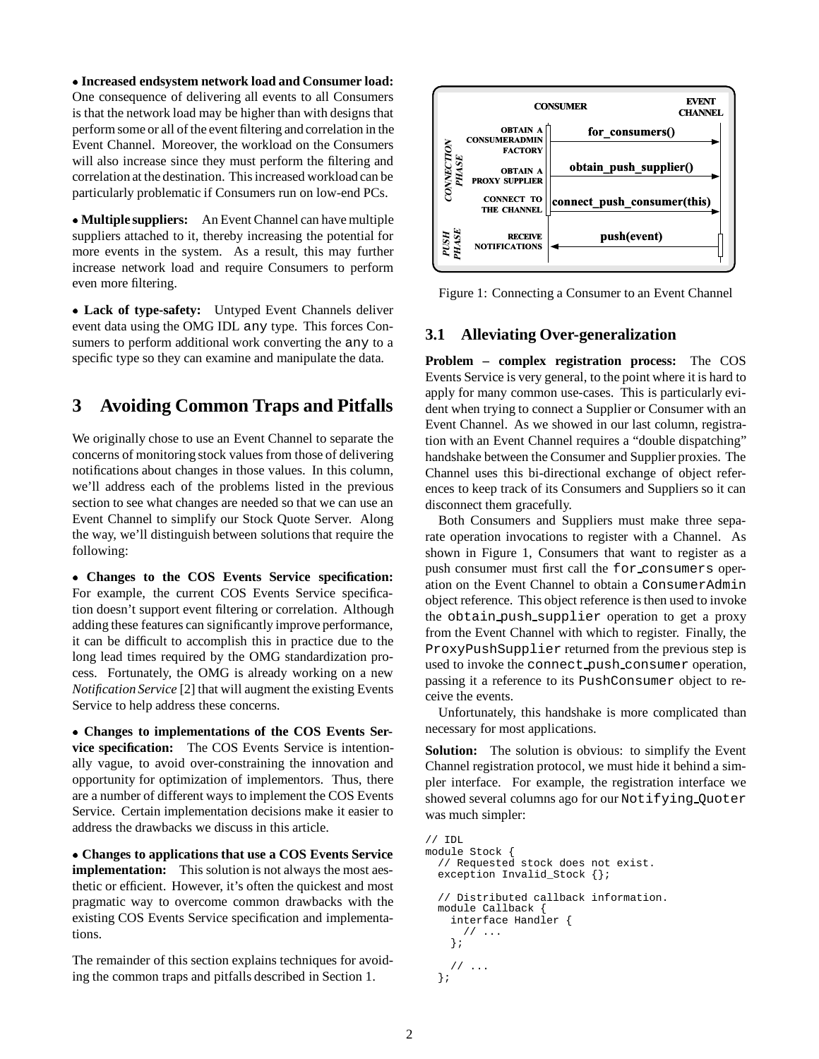• **Increased endsystem network load and Consumer load:** One consequence of delivering all events to all Consumers is that the network load may be higher than with designs that perform some or all of the event filtering and correlation in the Event Channel. Moreover, the workload on the Consumers will also increase since they must perform the filtering and correlation at the destination. This increased workload can be particularly problematic if Consumers run on low-end PCs.

• **Multiple suppliers:** An Event Channel can have multiple suppliers attached to it, thereby increasing the potential for more events in the system. As a result, this may further increase network load and require Consumers to perform even more filtering.

• **Lack of type-safety:** Untyped Event Channels deliver event data using the OMG IDL `any` type. This forces Consumers to perform additional work converting the `any` to a specific type so they can examine and manipulate the data.

# 3 Avoiding Common Traps and Pitfalls

We originally chose to use an Event Channel to separate the concerns of monitoring stock values from those of delivering notifications about changes in those values. In this column, we'll address each of the problems listed in the previous section to see what changes are needed so that we can use an Event Channel to simplify our Stock Quote Server. Along the way, we'll distinguish between solutions that require the following:

• **Changes to the COS Events Service specification:** For example, the current COS Events Service specification doesn't support event filtering or correlation. Although adding these features can significantly improve performance, it can be difficult to accomplish this in practice due to the long lead times required by the OMG standardization process. Fortunately, the OMG is already working on a new *Notification Service* [2] that will augment the existing Events Service to help address these concerns.

• **Changes to implementations of the COS Events Service specification:** The COS Events Service is intentionally vague, to avoid over-constraining the innovation and opportunity for optimization of implementors. Thus, there are a number of different ways to implement the COS Events Service. Certain implementation decisions make it easier to address the drawbacks we discuss in this article.

• **Changes to applications that use a COS Events Service implementation:** This solution is not always the most aesthetic or efficient. However, it's often the quickest and most pragmatic way to overcome common drawbacks with the existing COS Events Service specification and implementations.

The remainder of this section explains techniques for avoiding the common traps and pitfalls described in Section 1.

Figure 1: Connecting a Consumer to an Event Channel

## 3.1 Alleviating Over-generalization

**Problem – complex registration process:** The COS Events Service is very general, to the point where it is hard to apply for many common use-cases. This is particularly evident when trying to connect a Supplier or Consumer with an Event Channel. As we showed in our last column, registration with an Event Channel requires a "double dispatching" handshake between the Consumer and Supplier proxies. The Channel uses this bi-directional exchange of object references to keep track of its Consumers and Suppliers so it can disconnect them gracefully.

Both Consumers and Suppliers must make three separate operation invocations to register with a Channel. As shown in Figure 1, Consumers that want to register as a push consumer must first call the `for_consumers` operation on the Event Channel to obtain a `ConsumerAdmin` object reference. This object reference is then used to invoke the `obtain_push_supplier` operation to get a proxy from the Event Channel with which to register. Finally, the `ProxyPushSupplier` returned from the previous step is used to invoke the `connect_push_consumer` operation, passing it a reference to its `PushConsumer` object to receive the events.

Unfortunately, this handshake is more complicated than necessary for most applications.

**Solution:** The solution is obvious: to simplify the Event Channel registration protocol, we must hide it behind a simpler interface. For example, the registration interface we showed several columns ago for our `Notifying_Quoter` was much simpler:

```
// IDL
module Stock {
  // Requested stock does not exist.
  exception Invalid_Stock {};

  // Distributed callback information.
  module Callback {
    interface Handler {
      // ...
    };

    // ...
  };
```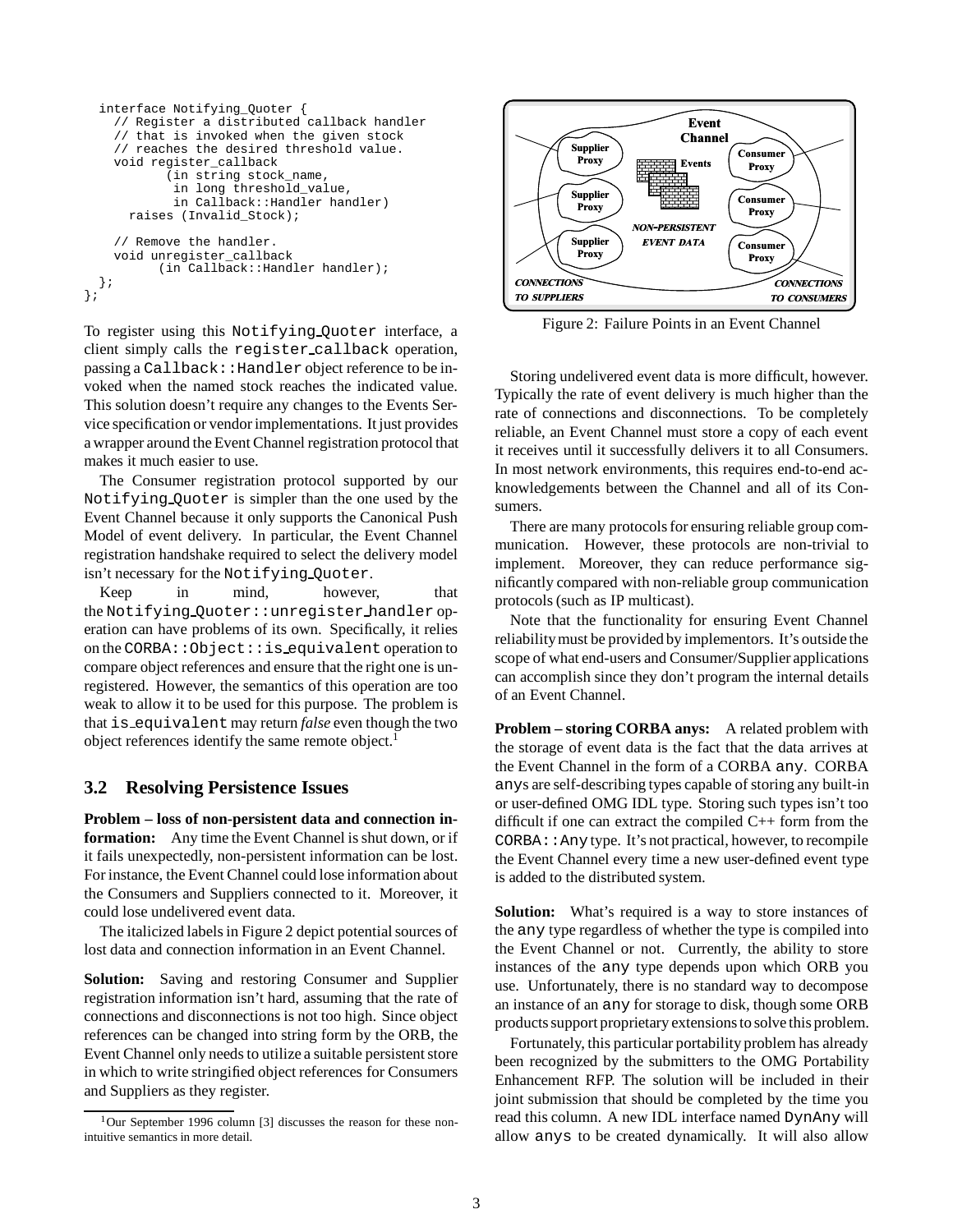```
  interface Notifying_Quoter {
    // Register a distributed callback handler
    // that is invoked when the given stock
    // reaches the desired threshold value.
    void register_callback
           (in string stock_name,
            in long threshold_value,
            in Callback::Handler handler)
      raises (Invalid_Stock);

    // Remove the handler.
    void unregister_callback
          (in Callback::Handler handler);
  };
};
```

To register using this `Notifying_Quoter` interface, a client simply calls the `register_callback` operation, passing a `Callback::Handler` object reference to be invoked when the named stock reaches the indicated value. This solution doesn't require any changes to the Events Service specification or vendor implementations. It just provides a wrapper around the Event Channel registration protocol that makes it much easier to use.

The Consumer registration protocol supported by our `Notifying_Quoter` is simpler than the one used by the Event Channel because it only supports the Canonical Push Model of event delivery. In particular, the Event Channel registration handshake required to select the delivery model isn't necessary for the `Notifying_Quoter`.

Keep in mind, however, that the `Notifying_Quoter::unregister_handler` operation can have problems of its own. Specifically, it relies on the `CORBA::Object::is_equivalent` operation to compare object references and ensure that the right one is unregistered. However, the semantics of this operation are too weak to allow it to be used for this purpose. The problem is that `is_equivalent` may return *false* even though the two object references identify the same remote object.[1]

## 3.2 Resolving Persistence Issues

**Problem – loss of non-persistent data and connection information:** Any time the Event Channel is shut down, or if it fails unexpectedly, non-persistent information can be lost. For instance, the Event Channel could lose information about the Consumers and Suppliers connected to it. Moreover, it could lose undelivered event data.

The italicized labels in Figure 2 depict potential sources of lost data and connection information in an Event Channel.

**Solution:** Saving and restoring Consumer and Supplier registration information isn't hard, assuming that the rate of connections and disconnections is not too high. Since object references can be changed into string form by the ORB, the Event Channel only needs to utilize a suitable persistent store in which to write stringified object references for Consumers and Suppliers as they register.

[1] Our September 1996 column [3] discusses the reason for these non-intuitive semantics in more detail.

Figure 2: Failure Points in an Event Channel

Storing undelivered event data is more difficult, however. Typically the rate of event delivery is much higher than the rate of connections and disconnections. To be completely reliable, an Event Channel must store a copy of each event it receives until it successfully delivers it to all Consumers. In most network environments, this requires end-to-end acknowledgements between the Channel and all of its Consumers.

There are many protocols for ensuring reliable group communication. However, these protocols are non-trivial to implement. Moreover, they can reduce performance significantly compared with non-reliable group communication protocols (such as IP multicast).

Note that the functionality for ensuring Event Channel reliability must be provided by implementors. It's outside the scope of what end-users and Consumer/Supplier applications can accomplish since they don't program the internal details of an Event Channel.

**Problem – storing CORBA anys:** A related problem with the storage of event data is the fact that the data arrives at the Event Channel in the form of a CORBA `any`. CORBA `any`s are self-describing types capable of storing any built-in or user-defined OMG IDL type. Storing such types isn't too difficult if one can extract the compiled C++ form from the `CORBA::Any` type. It's not practical, however, to recompile the Event Channel every time a new user-defined event type is added to the distributed system.

**Solution:** What's required is a way to store instances of the `any` type regardless of whether the type is compiled into the Event Channel or not. Currently, the ability to store instances of the `any` type depends upon which ORB you use. Unfortunately, there is no standard way to decompose an instance of an `any` for storage to disk, though some ORB products support proprietary extensions to solve this problem.

Fortunately, this particular portability problem has already been recognized by the submitters to the OMG Portability Enhancement RFP. The solution will be included in their joint submission that should be completed by the time you read this column. A new IDL interface named `DynAny` will allow `anys` to be created dynamically. It will also allow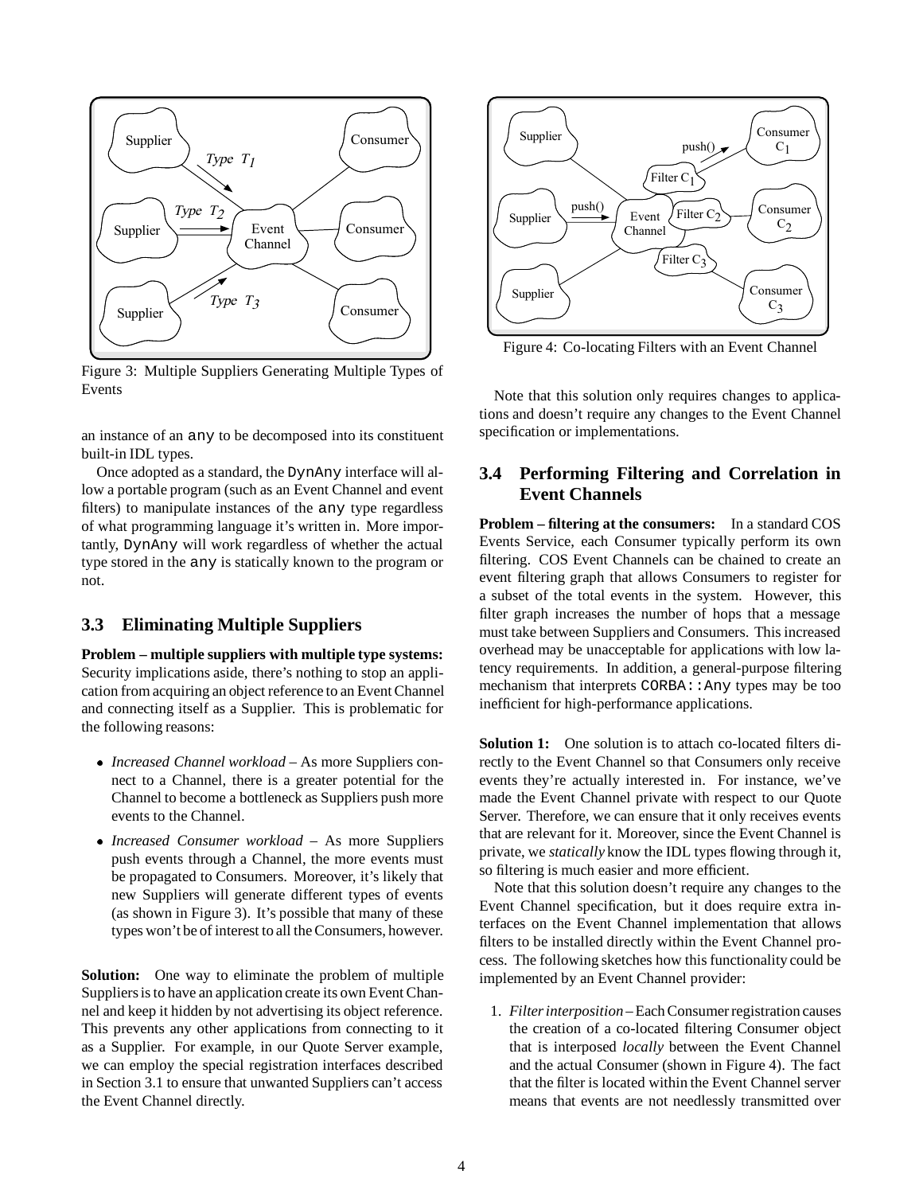Figure 3: Multiple Suppliers Generating Multiple Types of Events

an instance of an any to be decomposed into its constituent built-in IDL types.

Once adopted as a standard, the DynAny interface will allow a portable program (such as an Event Channel and event filters) to manipulate instances of the any type regardless of what programming language it's written in. More importantly, DynAny will work regardless of whether the actual type stored in the any is statically known to the program or not.

## 3.3 Eliminating Multiple Suppliers

**Problem – multiple suppliers with multiple type systems:** Security implications aside, there's nothing to stop an application from acquiring an object reference to an Event Channel and connecting itself as a Supplier. This is problematic for the following reasons:

- *Increased Channel workload* – As more Suppliers connect to a Channel, there is a greater potential for the Channel to become a bottleneck as Suppliers push more events to the Channel.
- *Increased Consumer workload* – As more Suppliers push events through a Channel, the more events must be propagated to Consumers. Moreover, it's likely that new Suppliers will generate different types of events (as shown in Figure 3). It's possible that many of these types won't be of interest to all the Consumers, however.

**Solution:** One way to eliminate the problem of multiple Suppliers is to have an application create its own Event Channel and keep it hidden by not advertising its object reference. This prevents any other applications from connecting to it as a Supplier. For example, in our Quote Server example, we can employ the special registration interfaces described in Section 3.1 to ensure that unwanted Suppliers can't access the Event Channel directly.

Figure 4: Co-locating Filters with an Event Channel

Note that this solution only requires changes to applications and doesn't require any changes to the Event Channel specification or implementations.

## 3.4 Performing Filtering and Correlation in Event Channels

**Problem – filtering at the consumers:** In a standard COS Events Service, each Consumer typically perform its own filtering. COS Event Channels can be chained to create an event filtering graph that allows Consumers to register for a subset of the total events in the system. However, this filter graph increases the number of hops that a message must take between Suppliers and Consumers. This increased overhead may be unacceptable for applications with low latency requirements. In addition, a general-purpose filtering mechanism that interprets CORBA::Any types may be too inefficient for high-performance applications.

**Solution 1:** One solution is to attach co-located filters directly to the Event Channel so that Consumers only receive events they're actually interested in. For instance, we've made the Event Channel private with respect to our Quote Server. Therefore, we can ensure that it only receives events that are relevant for it. Moreover, since the Event Channel is private, we *statically* know the IDL types flowing through it, so filtering is much easier and more efficient.

Note that this solution doesn't require any changes to the Event Channel specification, but it does require extra interfaces on the Event Channel implementation that allows filters to be installed directly within the Event Channel process. The following sketches how this functionality could be implemented by an Event Channel provider:

1. *Filter interposition* – Each Consumer registration causes the creation of a co-located filtering Consumer object that is interposed *locally* between the Event Channel and the actual Consumer (shown in Figure 4). The fact that the filter is located within the Event Channel server means that events are not needlessly transmitted over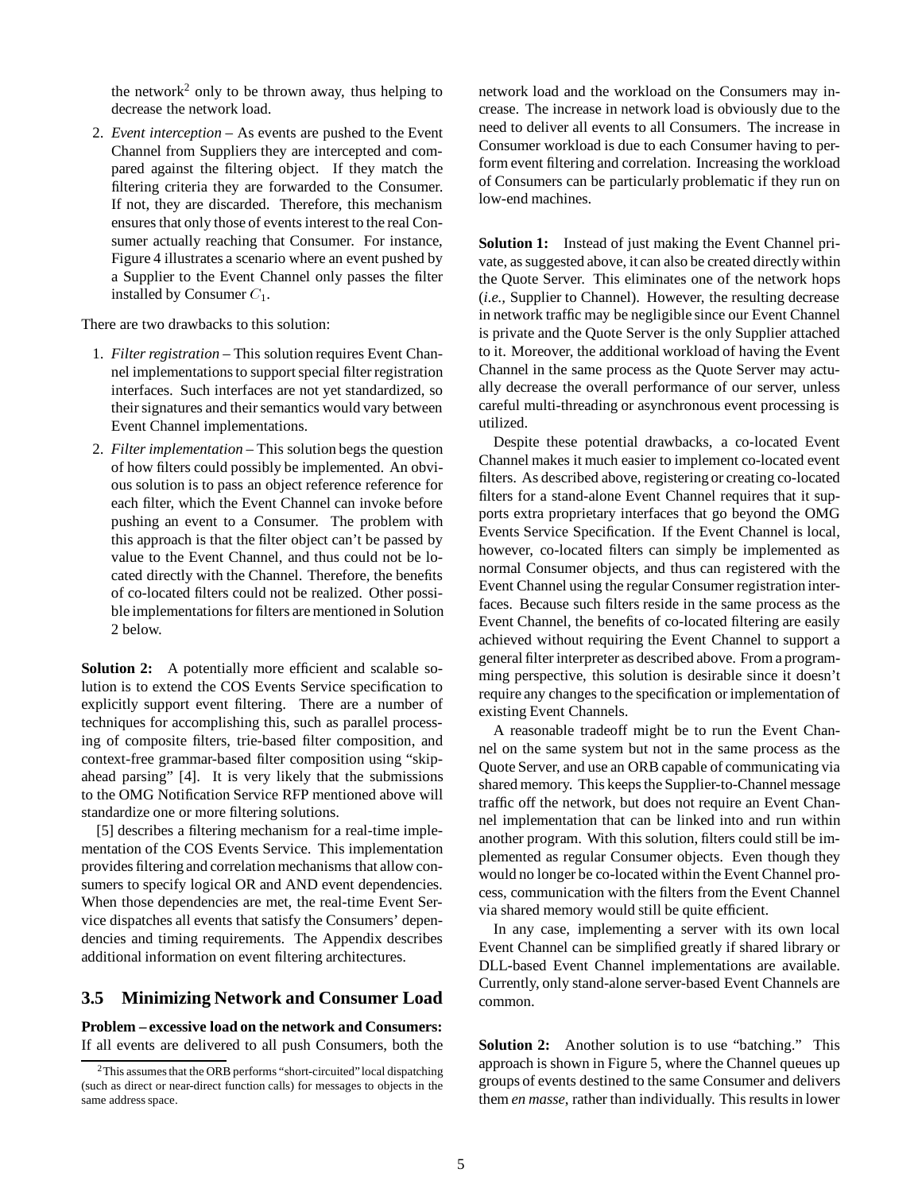the network[2] only to be thrown away, thus helping to decrease the network load.

2. *Event interception* – As events are pushed to the Event Channel from Suppliers they are intercepted and compared against the filtering object. If they match the filtering criteria they are forwarded to the Consumer. If not, they are discarded. Therefore, this mechanism ensures that only those of events interest to the real Consumer actually reaching that Consumer. For instance, Figure 4 illustrates a scenario where an event pushed by a Supplier to the Event Channel only passes the filter installed by Consumer $C_1$.

There are two drawbacks to this solution:

1. *Filter registration* – This solution requires Event Channel implementations to support special filter registration interfaces. Such interfaces are not yet standardized, so their signatures and their semantics would vary between Event Channel implementations.

2. *Filter implementation* – This solution begs the question of how filters could possibly be implemented. An obvious solution is to pass an object reference reference for each filter, which the Event Channel can invoke before pushing an event to a Consumer. The problem with this approach is that the filter object can't be passed by value to the Event Channel, and thus could not be located directly with the Channel. Therefore, the benefits of co-located filters could not be realized. Other possible implementations for filters are mentioned in Solution 2 below.

**Solution 2:** A potentially more efficient and scalable solution is to extend the COS Events Service specification to explicitly support event filtering. There are a number of techniques for accomplishing this, such as parallel processing of composite filters, trie-based filter composition, and context-free grammar-based filter composition using "skip-ahead parsing" [4]. It is very likely that the submissions to the OMG Notification Service RFP mentioned above will standardize one or more filtering solutions.

[5] describes a filtering mechanism for a real-time implementation of the COS Events Service. This implementation provides filtering and correlation mechanisms that allow consumers to specify logical OR and AND event dependencies. When those dependencies are met, the real-time Event Service dispatches all events that satisfy the Consumers' dependencies and timing requirements. The Appendix describes additional information on event filtering architectures.

### 3.5 Minimizing Network and Consumer Load

**Problem – excessive load on the network and Consumers:** If all events are delivered to all push Consumers, both the network load and the workload on the Consumers may increase. The increase in network load is obviously due to the need to deliver all events to all Consumers. The increase in Consumer workload is due to each Consumer having to perform event filtering and correlation. Increasing the workload of Consumers can be particularly problematic if they run on low-end machines.

**Solution 1:** Instead of just making the Event Channel private, as suggested above, it can also be created directly within the Quote Server. This eliminates one of the network hops (*i.e.,* Supplier to Channel). However, the resulting decrease in network traffic may be negligible since our Event Channel is private and the Quote Server is the only Supplier attached to it. Moreover, the additional workload of having the Event Channel in the same process as the Quote Server may actually decrease the overall performance of our server, unless careful multi-threading or asynchronous event processing is utilized.

Despite these potential drawbacks, a co-located Event Channel makes it much easier to implement co-located event filters. As described above, registering or creating co-located filters for a stand-alone Event Channel requires that it supports extra proprietary interfaces that go beyond the OMG Events Service Specification. If the Event Channel is local, however, co-located filters can simply be implemented as normal Consumer objects, and thus can registered with the Event Channel using the regular Consumer registration interfaces. Because such filters reside in the same process as the Event Channel, the benefits of co-located filtering are easily achieved without requiring the Event Channel to support a general filter interpreter as described above. From a programming perspective, this solution is desirable since it doesn't require any changes to the specification or implementation of existing Event Channels.

A reasonable tradeoff might be to run the Event Channel on the same system but not in the same process as the Quote Server, and use an ORB capable of communicating via shared memory. This keeps the Supplier-to-Channel message traffic off the network, but does not require an Event Channel implementation that can be linked into and run within another program. With this solution, filters could still be implemented as regular Consumer objects. Even though they would no longer be co-located within the Event Channel process, communication with the filters from the Event Channel via shared memory would still be quite efficient.

In any case, implementing a server with its own local Event Channel can be simplified greatly if shared library or DLL-based Event Channel implementations are available. Currently, only stand-alone server-based Event Channels are common.

**Solution 2:** Another solution is to use "batching." This approach is shown in Figure 5, where the Channel queues up groups of events destined to the same Consumer and delivers them *en masse*, rather than individually. This results in lower

[2] This assumes that the ORB performs "short-circuited" local dispatching (such as direct or near-direct function calls) for messages to objects in the same address space.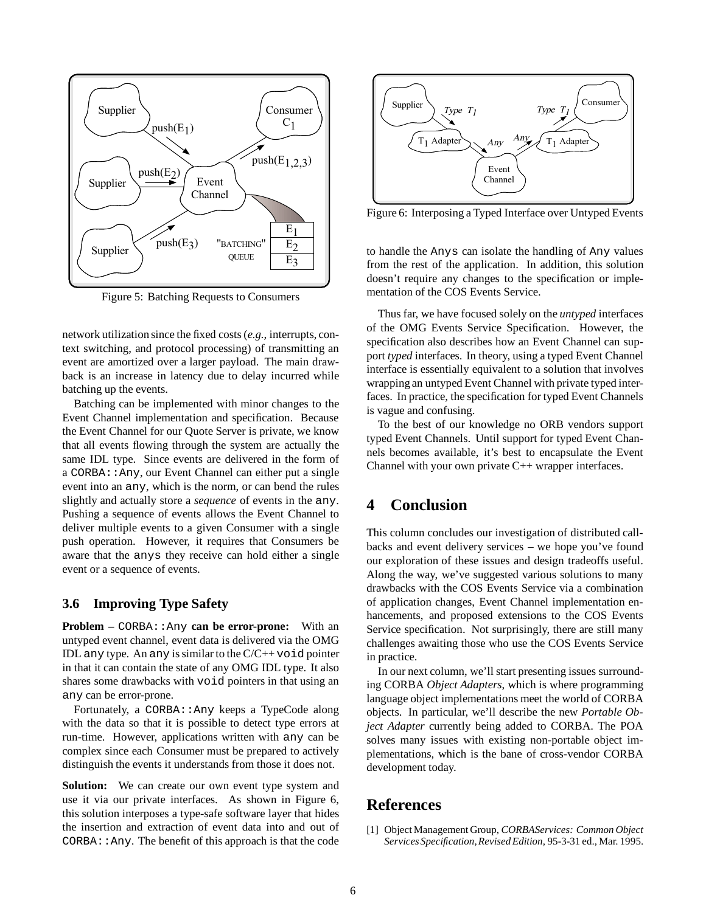Figure 5: Batching Requests to Consumers

network utilization since the fixed costs (*e.g.*, interrupts, context switching, and protocol processing) of transmitting an event are amortized over a larger payload. The main drawback is an increase in latency due to delay incurred while batching up the events.

Batching can be implemented with minor changes to the Event Channel implementation and specification. Because the Event Channel for our Quote Server is private, we know that all events flowing through the system are actually the same IDL type. Since events are delivered in the form of a `CORBA::Any`, our Event Channel can either put a single event into an `any`, which is the norm, or can bend the rules slightly and actually store a *sequence* of events in the `any`. Pushing a sequence of events allows the Event Channel to deliver multiple events to a given Consumer with a single push operation. However, it requires that Consumers be aware that the `anys` they receive can hold either a single event or a sequence of events.

### 3.6 Improving Type Safety

**Problem –** `CORBA::Any` **can be error-prone:** With an untyped event channel, event data is delivered via the OMG IDL `any` type. An `any` is similar to the C/C++ `void` pointer in that it can contain the state of any OMG IDL type. It also shares some drawbacks with `void` pointers in that using an `any` can be error-prone.

Fortunately, a `CORBA::Any` keeps a TypeCode along with the data so that it is possible to detect type errors at run-time. However, applications written with `any` can be complex since each Consumer must be prepared to actively distinguish the events it understands from those it does not.

**Solution:** We can create our own event type system and use it via our private interfaces. As shown in Figure 6, this solution interposes a type-safe software layer that hides the insertion and extraction of event data into and out of `CORBA::Any`. The benefit of this approach is that the code to handle the `Anys` can isolate the handling of `Any` values from the rest of the application. In addition, this solution doesn't require any changes to the specification or implementation of the COS Events Service.

Figure 6: Interposing a Typed Interface over Untyped Events

Thus far, we have focused solely on the *untyped* interfaces of the OMG Events Service Specification. However, the specification also describes how an Event Channel can support *typed* interfaces. In theory, using a typed Event Channel interface is essentially equivalent to a solution that involves wrapping an untyped Event Channel with private typed interfaces. In practice, the specification for typed Event Channels is vague and confusing.

To the best of our knowledge no ORB vendors support typed Event Channels. Until support for typed Event Channels becomes available, it's best to encapsulate the Event Channel with your own private C++ wrapper interfaces.

## 4 Conclusion

This column concludes our investigation of distributed callbacks and event delivery services – we hope you've found our exploration of these issues and design tradeoffs useful. Along the way, we've suggested various solutions to many drawbacks with the COS Events Service via a combination of application changes, Event Channel implementation enhancements, and proposed extensions to the COS Events Service specification. Not surprisingly, there are still many challenges awaiting those who use the COS Events Service in practice.

In our next column, we'll start presenting issues surrounding CORBA *Object Adapters*, which is where programming language object implementations meet the world of CORBA objects. In particular, we'll describe the new *Portable Object Adapter* currently being added to CORBA. The POA solves many issues with existing non-portable object implementations, which is the bane of cross-vendor CORBA development today.

## References

[1] Object Management Group, *CORBAServices: Common Object Services Specification, Revised Edition*, 95-3-31 ed., Mar. 1995.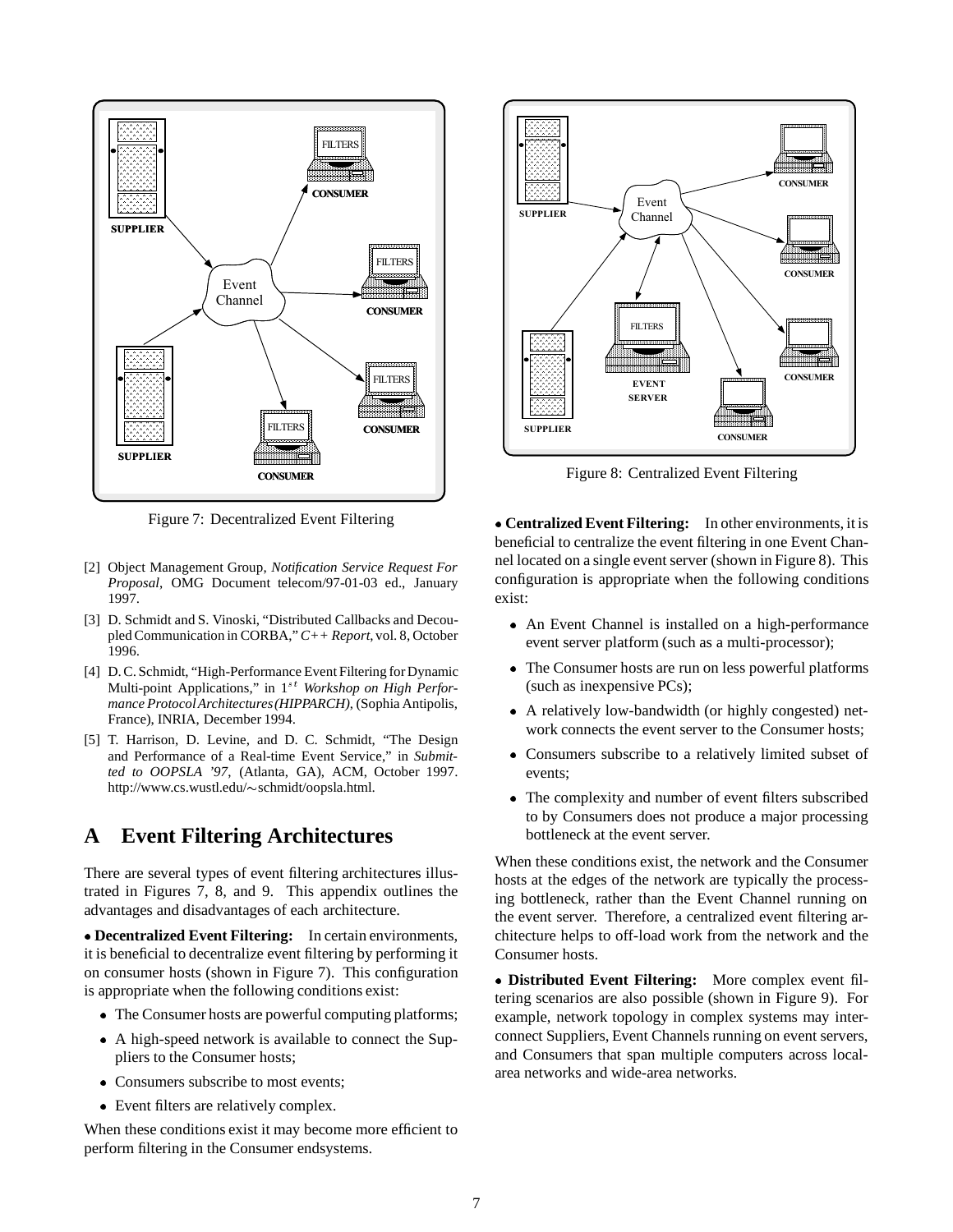Figure 7: Decentralized Event Filtering

Figure 8: Centralized Event Filtering

[2] Object Management Group, *Notification Service Request For Proposal*, OMG Document telecom/97-01-03 ed., January 1997.

[3] D. Schmidt and S. Vinoski, "Distributed Callbacks and Decoupled Communication in CORBA," *C++ Report*, vol. 8, October 1996.

[4] D. C. Schmidt, "High-Performance Event Filtering for Dynamic Multi-point Applications," in 1*st* *Workshop on High Performance Protocol Architectures (HIPPARCH)*, (Sophia Antipolis, France), INRIA, December 1994.

[5] T. Harrison, D. Levine, and D. C. Schmidt, "The Design and Performance of a Real-time Event Service," in *Submitted to OOPSLA '97*, (Atlanta, GA), ACM, October 1997. http://www.cs.wustl.edu/∼schmidt/oopsla.html.

# A Event Filtering Architectures

There are several types of event filtering architectures illustrated in Figures 7, 8, and 9. This appendix outlines the advantages and disadvantages of each architecture.

• **Decentralized Event Filtering:** In certain environments, it is beneficial to decentralize event filtering by performing it on consumer hosts (shown in Figure 7). This configuration is appropriate when the following conditions exist:

- The Consumer hosts are powerful computing platforms;
- A high-speed network is available to connect the Suppliers to the Consumer hosts;
- Consumers subscribe to most events;
- Event filters are relatively complex.

When these conditions exist it may become more efficient to perform filtering in the Consumer endsystems.

• **Centralized Event Filtering:** In other environments, it is beneficial to centralize the event filtering in one Event Channel located on a single event server (shown in Figure 8). This configuration is appropriate when the following conditions exist:

- An Event Channel is installed on a high-performance event server platform (such as a multi-processor);
- The Consumer hosts are run on less powerful platforms (such as inexpensive PCs);
- A relatively low-bandwidth (or highly congested) network connects the event server to the Consumer hosts;
- Consumers subscribe to a relatively limited subset of events;
- The complexity and number of event filters subscribed to by Consumers does not produce a major processing bottleneck at the event server.

When these conditions exist, the network and the Consumer hosts at the edges of the network are typically the processing bottleneck, rather than the Event Channel running on the event server. Therefore, a centralized event filtering architecture helps to off-load work from the network and the Consumer hosts.

• **Distributed Event Filtering:** More complex event filtering scenarios are also possible (shown in Figure 9). For example, network topology in complex systems may interconnect Suppliers, Event Channels running on event servers, and Consumers that span multiple computers across local-area networks and wide-area networks.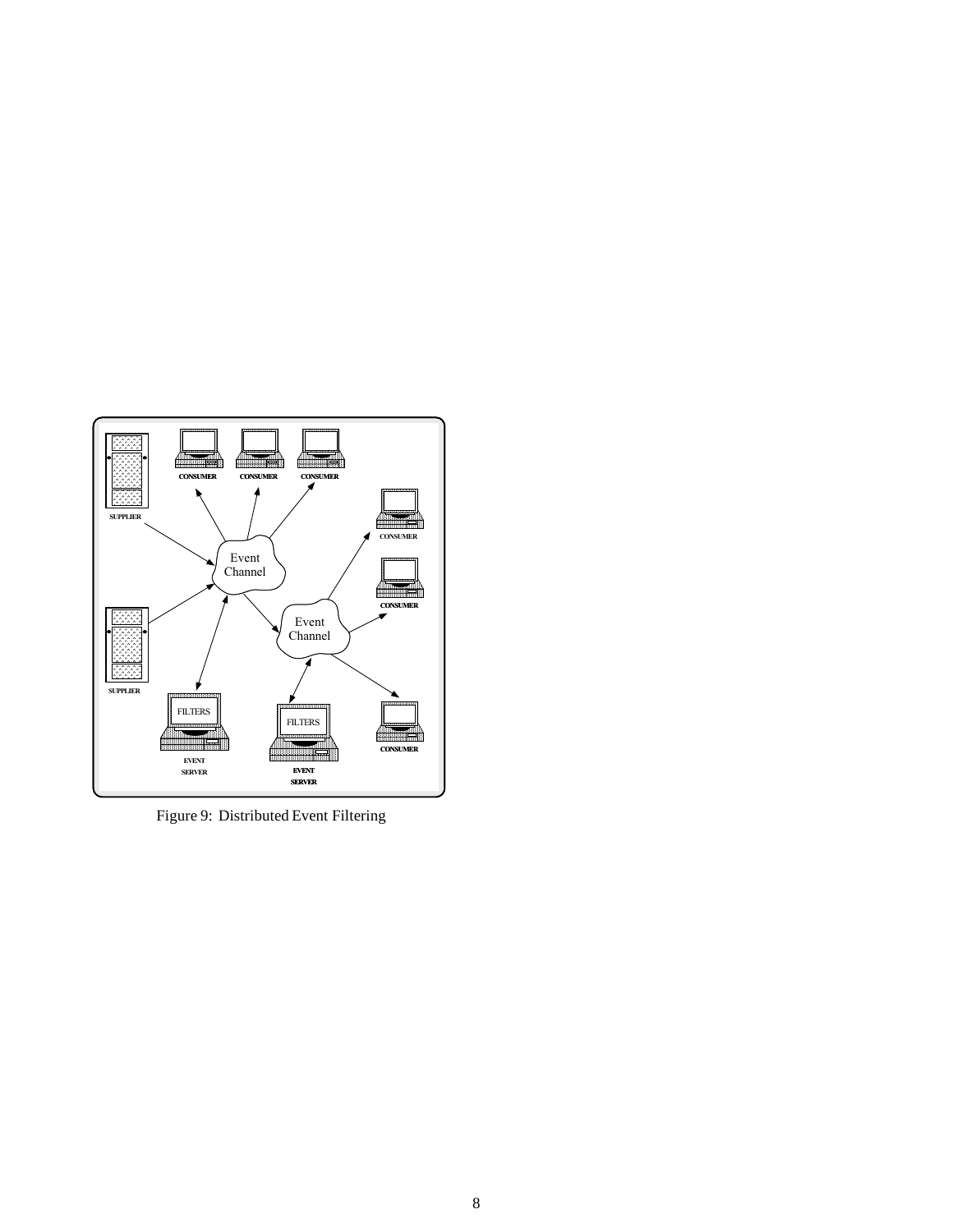SUPPLIER

CONSUMER

CONSUMER

CONSUMER

CONSUMER

CONSUMER

Event Channel

Event Channel

SUPPLIER

FILTERS

EVENT SERVER

FILTERS

EVENT SERVER

CONSUMER

Figure 9: Distributed Event Filtering